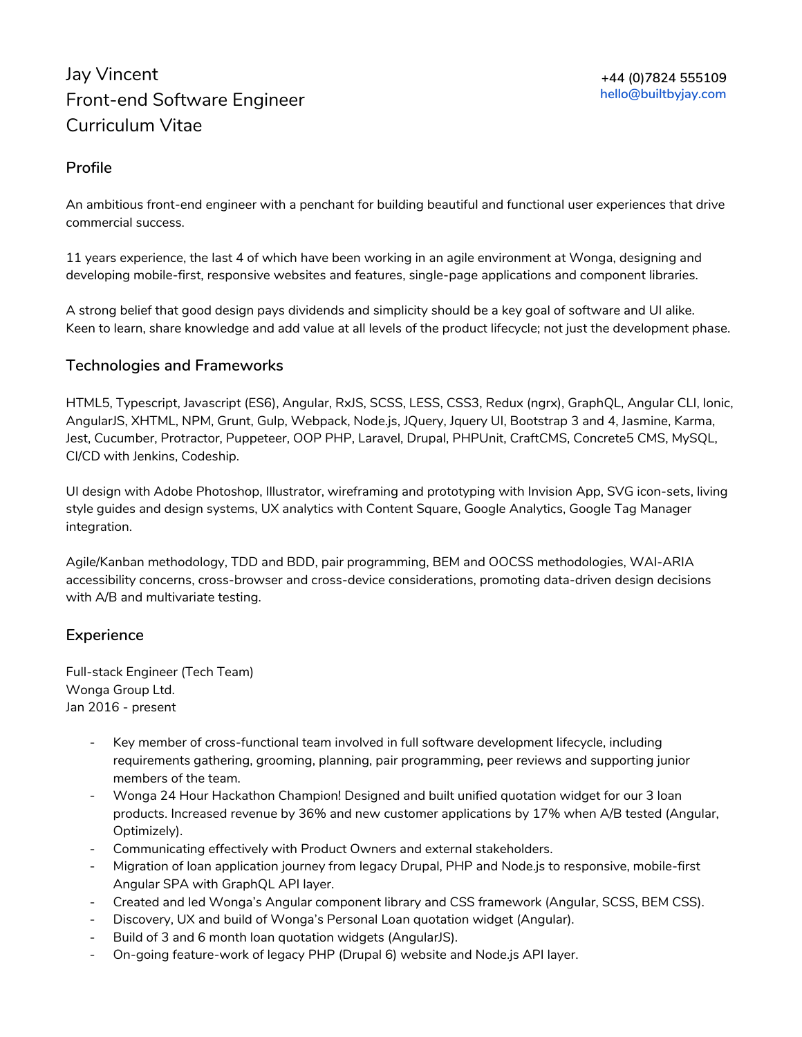# Jay Vincent
# Front-end Software Engineer
# Curriculum Vitae

**+44 (0)7824 555109**
**hello@builtbyjay.com**

## Profile

An ambitious front-end engineer with a penchant for building beautiful and functional user experiences that drive commercial success.

11 years experience, the last 4 of which have been working in an agile environment at Wonga, designing and developing mobile-first, responsive websites and features, single-page applications and component libraries.

A strong belief that good design pays dividends and simplicity should be a key goal of software and UI alike. Keen to learn, share knowledge and add value at all levels of the product lifecycle; not just the development phase.

## Technologies and Frameworks

HTML5, Typescript, Javascript (ES6), Angular, RxJS, SCSS, LESS, CSS3, Redux (ngrx), GraphQL, Angular CLI, Ionic, AngularJS, XHTML, NPM, Grunt, Gulp, Webpack, Node.js, JQuery, Jquery UI, Bootstrap 3 and 4, Jasmine, Karma, Jest, Cucumber, Protractor, Puppeteer, OOP PHP, Laravel, Drupal, PHPUnit, CraftCMS, Concrete5 CMS, MySQL, CI/CD with Jenkins, Codeship.

UI design with Adobe Photoshop, Illustrator, wireframing and prototyping with Invision App, SVG icon-sets, living style guides and design systems, UX analytics with Content Square, Google Analytics, Google Tag Manager integration.

Agile/Kanban methodology, TDD and BDD, pair programming, BEM and OOCSS methodologies, WAI-ARIA accessibility concerns, cross-browser and cross-device considerations, promoting data-driven design decisions with A/B and multivariate testing.

## Experience

Full-stack Engineer (Tech Team)
Wonga Group Ltd.
Jan 2016 - present

- Key member of cross-functional team involved in full software development lifecycle, including requirements gathering, grooming, planning, pair programming, peer reviews and supporting junior members of the team.
- Wonga 24 Hour Hackathon Champion! Designed and built unified quotation widget for our 3 loan products. Increased revenue by 36% and new customer applications by 17% when A/B tested (Angular, Optimizely).
- Communicating effectively with Product Owners and external stakeholders.
- Migration of loan application journey from legacy Drupal, PHP and Node.js to responsive, mobile-first Angular SPA with GraphQL API layer.
- Created and led Wonga's Angular component library and CSS framework (Angular, SCSS, BEM CSS).
- Discovery, UX and build of Wonga's Personal Loan quotation widget (Angular).
- Build of 3 and 6 month loan quotation widgets (AngularJS).
- On-going feature-work of legacy PHP (Drupal 6) website and Node.js API layer.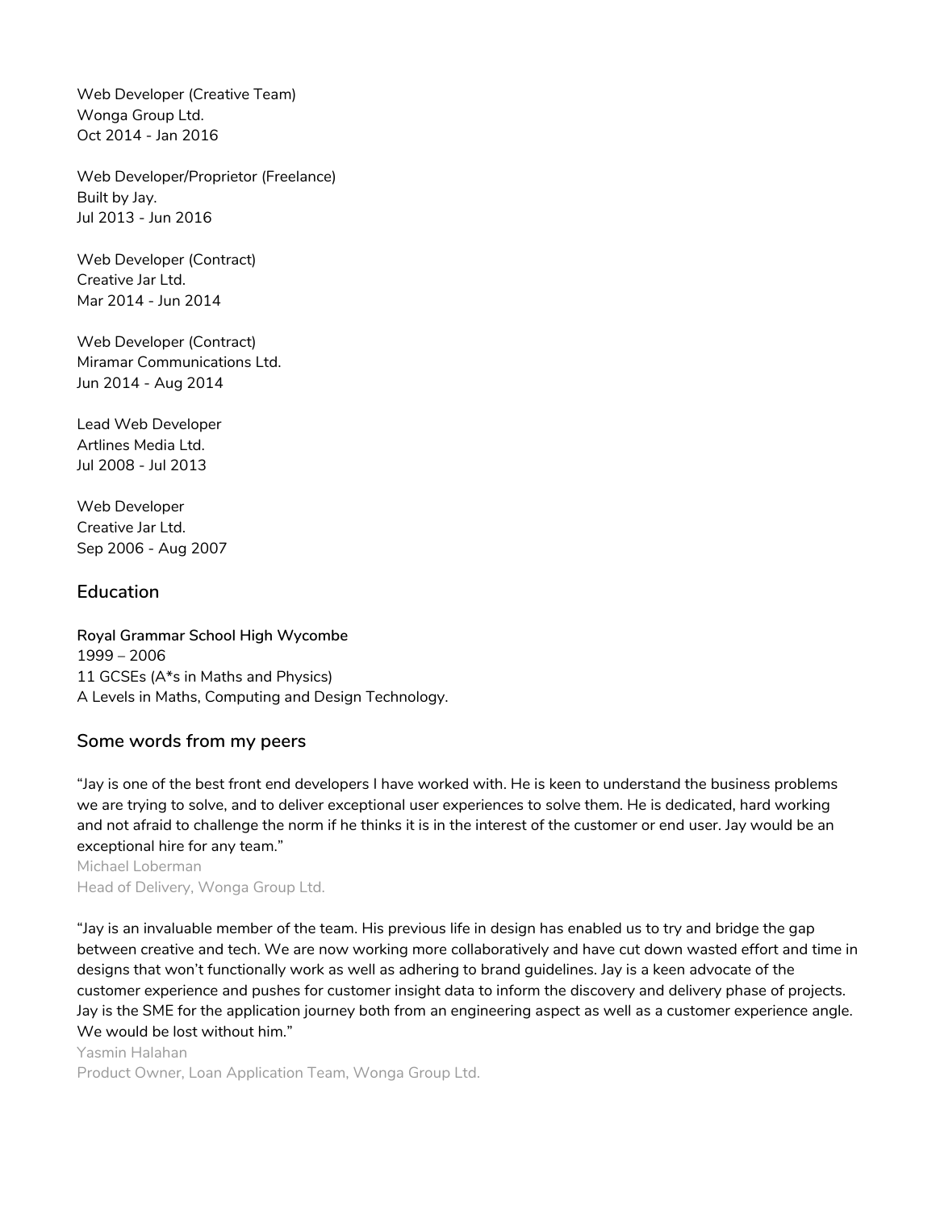Web Developer (Creative Team)
Wonga Group Ltd.
Oct 2014 - Jan 2016

Web Developer/Proprietor (Freelance)
Built by Jay.
Jul 2013 - Jun 2016

Web Developer (Contract)
Creative Jar Ltd.
Mar 2014 - Jun 2014

Web Developer (Contract)
Miramar Communications Ltd.
Jun 2014 - Aug 2014

Lead Web Developer
Artlines Media Ltd.
Jul 2008 - Jul 2013

Web Developer
Creative Jar Ltd.
Sep 2006 - Aug 2007

## Education

**Royal Grammar School High Wycombe**
1999 – 2006
11 GCSEs (A*s in Maths and Physics)
A Levels in Maths, Computing and Design Technology.

## Some words from my peers

"Jay is one of the best front end developers I have worked with. He is keen to understand the business problems we are trying to solve, and to deliver exceptional user experiences to solve them. He is dedicated, hard working and not afraid to challenge the norm if he thinks it is in the interest of the customer or end user. Jay would be an exceptional hire for any team."
Michael Loberman
Head of Delivery, Wonga Group Ltd.

"Jay is an invaluable member of the team. His previous life in design has enabled us to try and bridge the gap between creative and tech. We are now working more collaboratively and have cut down wasted effort and time in designs that won't functionally work as well as adhering to brand guidelines. Jay is a keen advocate of the customer experience and pushes for customer insight data to inform the discovery and delivery phase of projects. Jay is the SME for the application journey both from an engineering aspect as well as a customer experience angle. We would be lost without him."
Yasmin Halahan
Product Owner, Loan Application Team, Wonga Group Ltd.